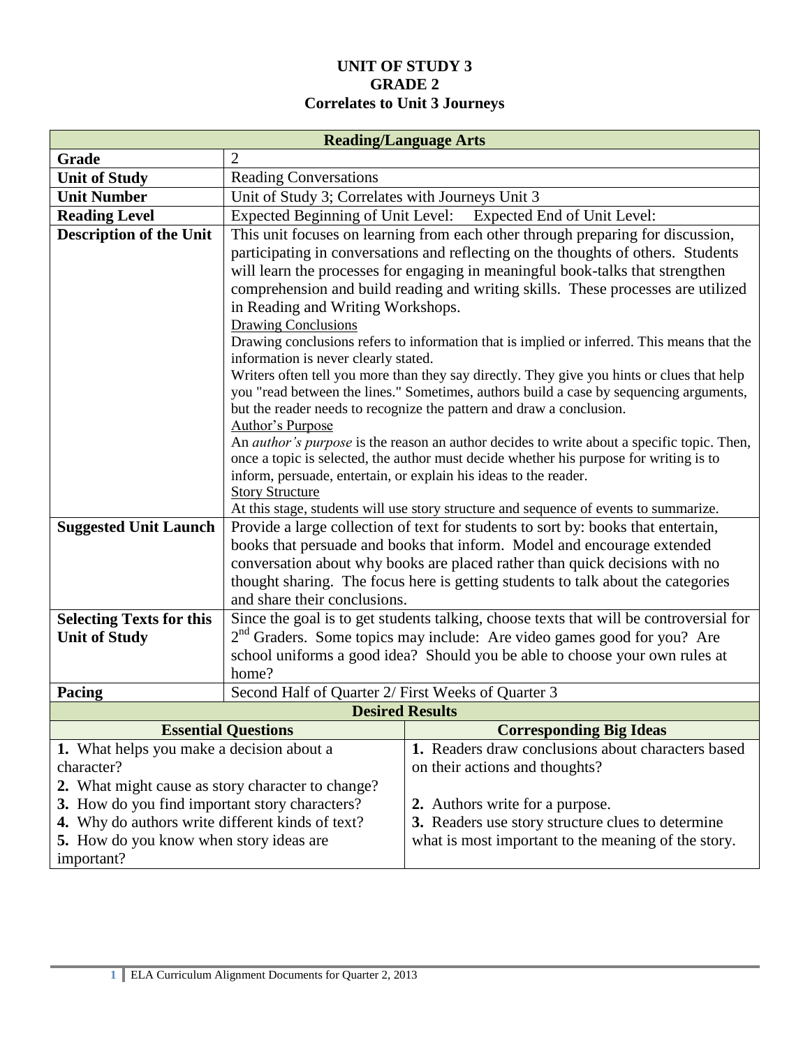# UNIT OF STUDY 3
# GRADE 2
# Correlates to Unit 3 Journeys

| Reading/Language Arts | |
|---|---|
| **Grade** | 2 |
| **Unit of Study** | Reading Conversations |
| **Unit Number** | Unit of Study 3; Correlates with Journeys Unit 3 |
| **Reading Level** | Expected Beginning of Unit Level: Expected End of Unit Level: |
| **Description of the Unit** | This unit focuses on learning from each other through preparing for discussion, participating in conversations and reflecting on the thoughts of others. Students will learn the processes for engaging in meaningful book-talks that strengthen comprehension and build reading and writing skills. These processes are utilized in Reading and Writing Workshops.<br>Drawing Conclusions<br>Drawing conclusions refers to information that is implied or inferred. This means that the information is never clearly stated.<br>Writers often tell you more than they say directly. They give you hints or clues that help you "read between the lines." Sometimes, authors build a case by sequencing arguments, but the reader needs to recognize the pattern and draw a conclusion.<br>Author's Purpose<br>An *author's purpose* is the reason an author decides to write about a specific topic. Then, once a topic is selected, the author must decide whether his purpose for writing is to inform, persuade, entertain, or explain his ideas to the reader.<br>Story Structure<br>At this stage, students will use story structure and sequence of events to summarize. |
| **Suggested Unit Launch** | Provide a large collection of text for students to sort by: books that entertain, books that persuade and books that inform. Model and encourage extended conversation about why books are placed rather than quick decisions with no thought sharing. The focus here is getting students to talk about the categories and share their conclusions. |
| **Selecting Texts for this Unit of Study** | Since the goal is to get students talking, choose texts that will be controversial for 2nd Graders. Some topics may include: Are video games good for you? Are school uniforms a good idea? Should you be able to choose your own rules at home? |
| **Pacing** | Second Half of Quarter 2/ First Weeks of Quarter 3 |

| Desired Results | |
|---|---|
| **Essential Questions** | **Corresponding Big Ideas** |
| **1.** What helps you make a decision about a character?<br>**2.** What might cause as story character to change?<br>**3.** How do you find important story characters?<br>**4.** Why do authors write different kinds of text?<br>**5.** How do you know when story ideas are important? | **1.** Readers draw conclusions about characters based on their actions and thoughts?<br><br>**2.** Authors write for a purpose.<br>**3.** Readers use story structure clues to determine what is most important to the meaning of the story. |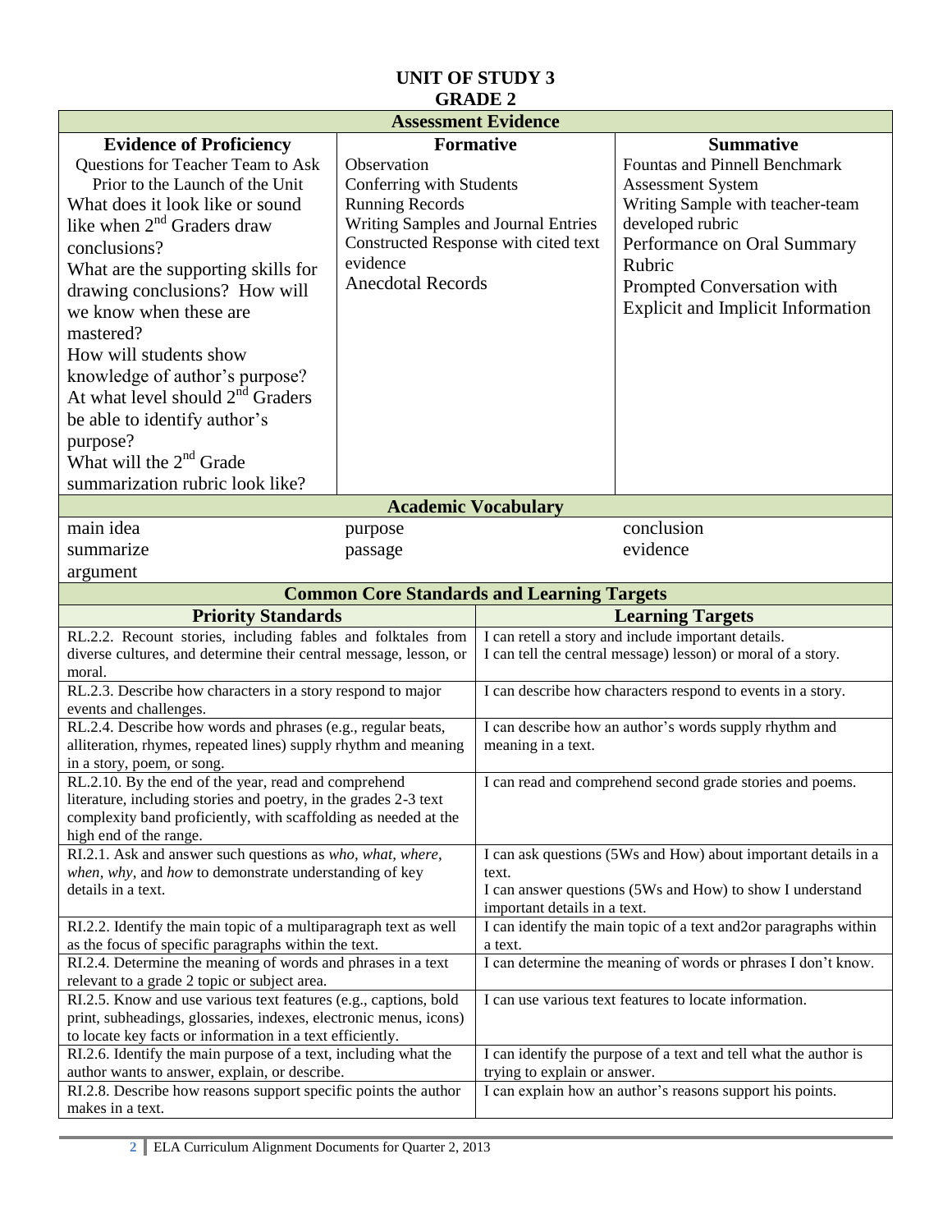# UNIT OF STUDY 3
## GRADE 2

| Assessment Evidence | | |
|---|---|---|
| **Evidence of Proficiency** | **Formative** | **Summative** |
| Questions for Teacher Team to Ask Prior to the Launch of the Unit<br>What does it look like or sound like when 2nd Graders draw conclusions?<br>What are the supporting skills for drawing conclusions? How will we know when these are mastered?<br>How will students show knowledge of author's purpose?<br>At what level should 2nd Graders be able to identify author's purpose?<br>What will the 2nd Grade summarization rubric look like? | Observation<br>Conferring with Students<br>Running Records<br>Writing Samples and Journal Entries<br>Constructed Response with cited text evidence<br>Anecdotal Records | Fountas and Pinnell Benchmark Assessment System<br>Writing Sample with teacher-team developed rubric<br>Performance on Oral Summary Rubric<br>Prompted Conversation with Explicit and Implicit Information |

| Academic Vocabulary | | |
|---|---|---|
| main idea | purpose | conclusion |
| summarize | passage | evidence |
| argument | | |

| Common Core Standards and Learning Targets | |
|---|---|
| **Priority Standards** | **Learning Targets** |
| RL.2.2. Recount stories, including fables and folktales from diverse cultures, and determine their central message, lesson, or moral. | I can retell a story and include important details.<br>I can tell the central message) lesson) or moral of a story. |
| RL.2.3. Describe how characters in a story respond to major events and challenges. | I can describe how characters respond to events in a story. |
| RL.2.4. Describe how words and phrases (e.g., regular beats, alliteration, rhymes, repeated lines) supply rhythm and meaning in a story, poem, or song. | I can describe how an author's words supply rhythm and meaning in a text. |
| RL.2.10. By the end of the year, read and comprehend literature, including stories and poetry, in the grades 2-3 text complexity band proficiently, with scaffolding as needed at the high end of the range. | I can read and comprehend second grade stories and poems. |
| RI.2.1. Ask and answer such questions as *who, what, where, when, why*, and *how* to demonstrate understanding of key details in a text. | I can ask questions (5Ws and How) about important details in a text.<br>I can answer questions (5Ws and How) to show I understand important details in a text. |
| RI.2.2. Identify the main topic of a multiparagraph text as well as the focus of specific paragraphs within the text. | I can identify the main topic of a text and2or paragraphs within a text. |
| RI.2.4. Determine the meaning of words and phrases in a text relevant to a grade 2 topic or subject area. | I can determine the meaning of words or phrases I don't know. |
| RI.2.5. Know and use various text features (e.g., captions, bold print, subheadings, glossaries, indexes, electronic menus, icons) to locate key facts or information in a text efficiently. | I can use various text features to locate information. |
| RI.2.6. Identify the main purpose of a text, including what the author wants to answer, explain, or describe. | I can identify the purpose of a text and tell what the author is trying to explain or answer. |
| RI.2.8. Describe how reasons support specific points the author makes in a text. | I can explain how an author's reasons support his points. |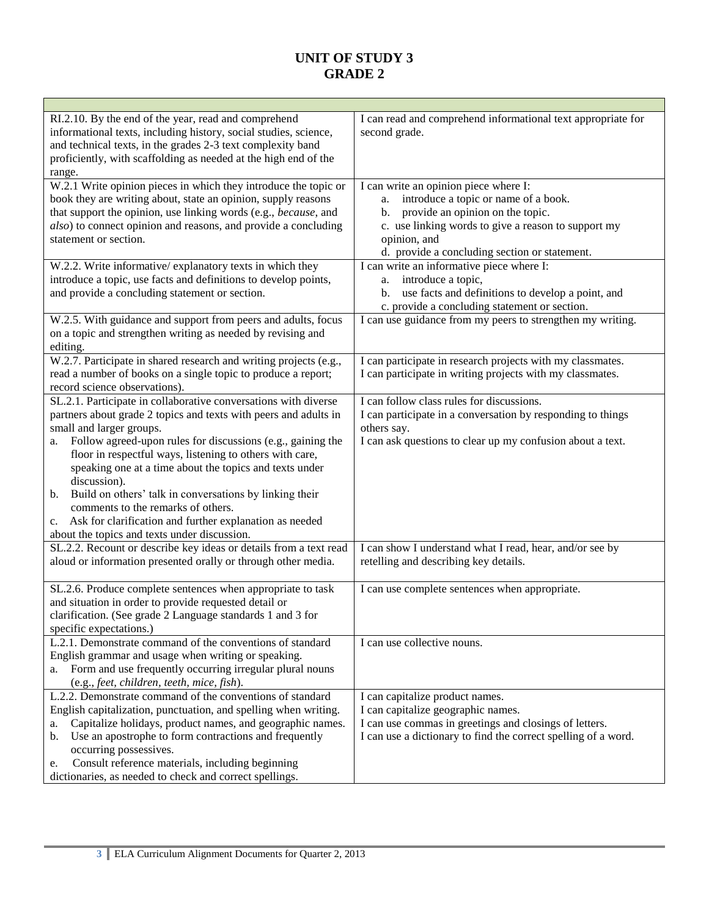# UNIT OF STUDY 3
# GRADE 2

| | |
|---|---|
| RI.2.10. By the end of the year, read and comprehend informational texts, including history, social studies, science, and technical texts, in the grades 2-3 text complexity band proficiently, with scaffolding as needed at the high end of the range. | I can read and comprehend informational text appropriate for second grade. |
| W.2.1 Write opinion pieces in which they introduce the topic or book they are writing about, state an opinion, supply reasons that support the opinion, use linking words (e.g., *because*, and *also*) to connect opinion and reasons, and provide a concluding statement or section. | I can write an opinion piece where I:<br>a. introduce a topic or name of a book.<br>b. provide an opinion on the topic.<br>c. use linking words to give a reason to support my opinion, and<br>d. provide a concluding section or statement. |
| W.2.2. Write informative/ explanatory texts in which they introduce a topic, use facts and definitions to develop points, and provide a concluding statement or section. | I can write an informative piece where I:<br>a. introduce a topic,<br>b. use facts and definitions to develop a point, and<br>c. provide a concluding statement or section. |
| W.2.5. With guidance and support from peers and adults, focus on a topic and strengthen writing as needed by revising and editing. | I can use guidance from my peers to strengthen my writing. |
| W.2.7. Participate in shared research and writing projects (e.g., read a number of books on a single topic to produce a report; record science observations). | I can participate in research projects with my classmates.<br>I can participate in writing projects with my classmates. |
| SL.2.1. Participate in collaborative conversations with diverse partners about grade 2 topics and texts with peers and adults in small and larger groups.<br>a. Follow agreed-upon rules for discussions (e.g., gaining the floor in respectful ways, listening to others with care, speaking one at a time about the topics and texts under discussion).<br>b. Build on others' talk in conversations by linking their comments to the remarks of others.<br>c. Ask for clarification and further explanation as needed about the topics and texts under discussion. | I can follow class rules for discussions.<br>I can participate in a conversation by responding to things others say.<br>I can ask questions to clear up my confusion about a text. |
| SL.2.2. Recount or describe key ideas or details from a text read aloud or information presented orally or through other media. | I can show I understand what I read, hear, and/or see by retelling and describing key details. |
| SL.2.6. Produce complete sentences when appropriate to task and situation in order to provide requested detail or clarification. (See grade 2 Language standards 1 and 3 for specific expectations.) | I can use complete sentences when appropriate. |
| L.2.1. Demonstrate command of the conventions of standard English grammar and usage when writing or speaking.<br>a. Form and use frequently occurring irregular plural nouns (e.g., *feet, children, teeth, mice, fish*). | I can use collective nouns. |
| L.2.2. Demonstrate command of the conventions of standard English capitalization, punctuation, and spelling when writing.<br>a. Capitalize holidays, product names, and geographic names.<br>b. Use an apostrophe to form contractions and frequently occurring possessives.<br>e. Consult reference materials, including beginning dictionaries, as needed to check and correct spellings. | I can capitalize product names.<br>I can capitalize geographic names.<br>I can use commas in greetings and closings of letters.<br>I can use a dictionary to find the correct spelling of a word. |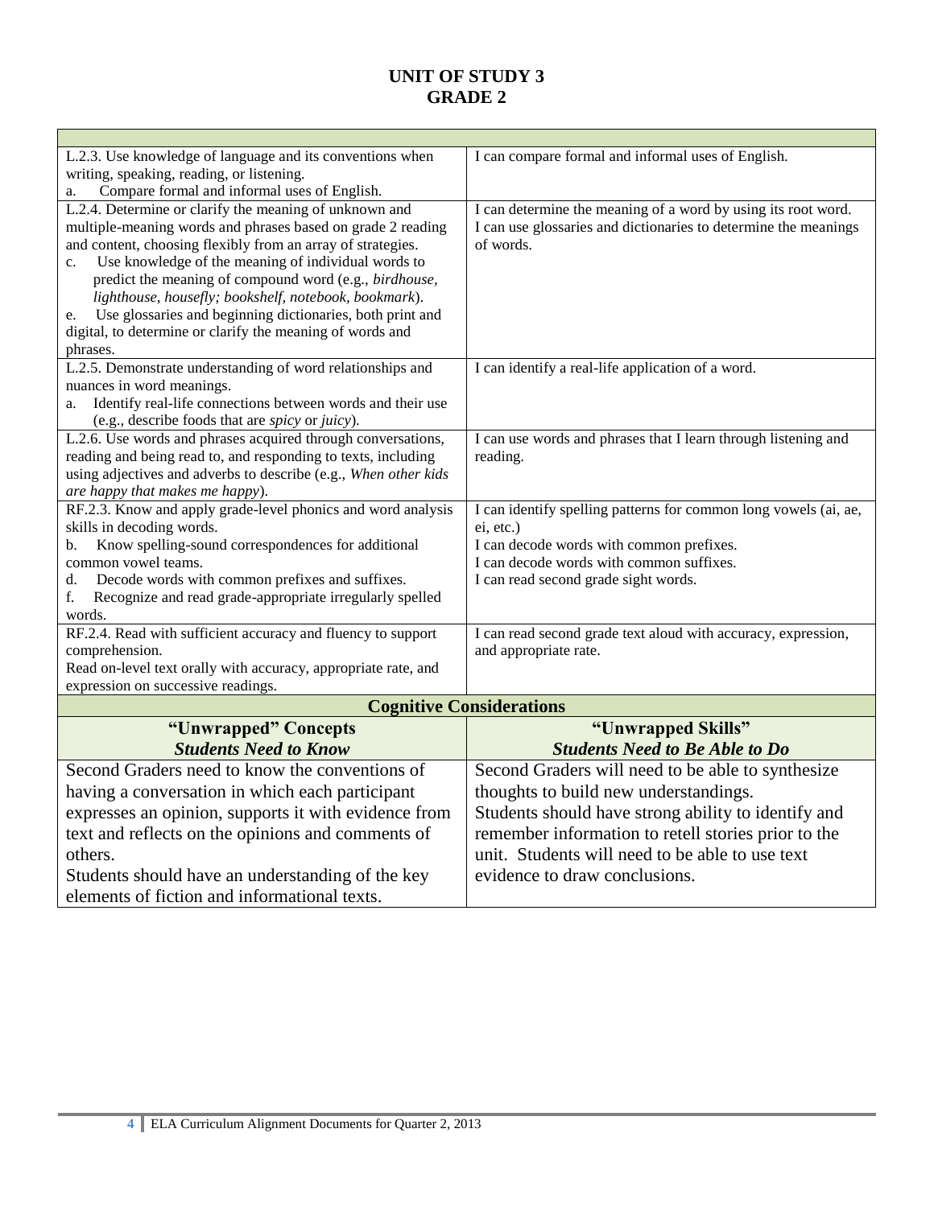# UNIT OF STUDY 3
# GRADE 2

| | |
|---|---|
| L.2.3. Use knowledge of language and its conventions when writing, speaking, reading, or listening.<br>a. Compare formal and informal uses of English. | I can compare formal and informal uses of English. |
| L.2.4. Determine or clarify the meaning of unknown and multiple-meaning words and phrases based on grade 2 reading and content, choosing flexibly from an array of strategies.<br>c. Use knowledge of the meaning of individual words to predict the meaning of compound word (e.g., *birdhouse, lighthouse, housefly; bookshelf, notebook, bookmark*).<br>e. Use glossaries and beginning dictionaries, both print and digital, to determine or clarify the meaning of words and phrases. | I can determine the meaning of a word by using its root word.<br>I can use glossaries and dictionaries to determine the meanings of words. |
| L.2.5. Demonstrate understanding of word relationships and nuances in word meanings.<br>a. Identify real-life connections between words and their use (e.g., describe foods that are *spicy* or *juicy*). | I can identify a real-life application of a word. |
| L.2.6. Use words and phrases acquired through conversations, reading and being read to, and responding to texts, including using adjectives and adverbs to describe (e.g., *When other kids are happy that makes me happy*). | I can use words and phrases that I learn through listening and reading. |
| RF.2.3. Know and apply grade-level phonics and word analysis skills in decoding words.<br>b. Know spelling-sound correspondences for additional common vowel teams.<br>d. Decode words with common prefixes and suffixes.<br>f. Recognize and read grade-appropriate irregularly spelled words. | I can identify spelling patterns for common long vowels (ai, ae, ei, etc.)<br>I can decode words with common prefixes.<br>I can decode words with common suffixes.<br>I can read second grade sight words. |
| RF.2.4. Read with sufficient accuracy and fluency to support comprehension.<br>Read on-level text orally with accuracy, appropriate rate, and expression on successive readings. | I can read second grade text aloud with accuracy, expression, and appropriate rate. |
| **Cognitive Considerations** | |
| **"Unwrapped" Concepts**<br>***Students Need to Know*** | **"Unwrapped" Skills**<br>***Students Need to Be Able to Do*** |
| Second Graders need to know the conventions of having a conversation in which each participant expresses an opinion, supports it with evidence from text and reflects on the opinions and comments of others.<br>Students should have an understanding of the key elements of fiction and informational texts. | Second Graders will need to be able to synthesize thoughts to build new understandings.<br>Students should have strong ability to identify and remember information to retell stories prior to the unit. Students will need to be able to use text evidence to draw conclusions. |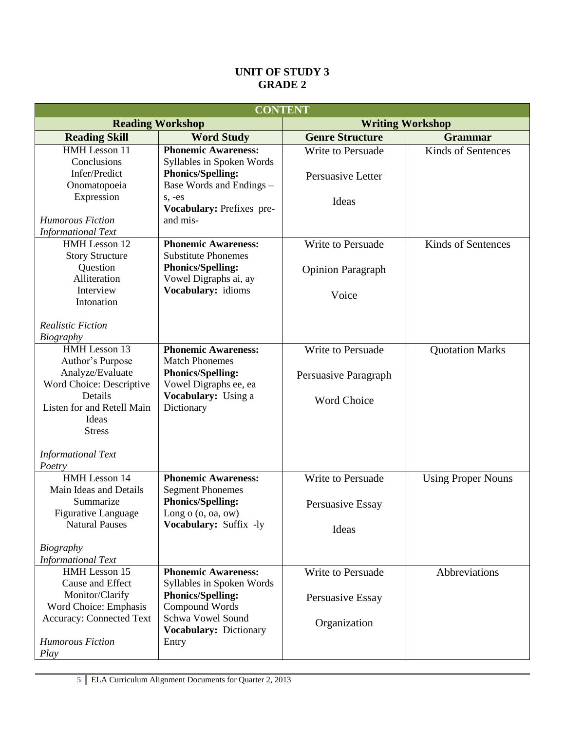# UNIT OF STUDY 3
# GRADE 2

| CONTENT | | | |
|---|---|---|---|
| **Reading Workshop** | | **Writing Workshop** | |
| **Reading Skill** | **Word Study** | **Genre Structure** | **Grammar** |
| HMH Lesson 11<br>Conclusions<br>Infer/Predict<br>Onomatopoeia<br>Expression<br><br>*Humorous Fiction*<br>*Informational Text* | **Phonemic Awareness:** Syllables in Spoken Words<br>**Phonics/Spelling:** Base Words and Endings – s, -es<br>**Vocabulary:** Prefixes pre- and mis- | Write to Persuade<br><br>Persuasive Letter<br><br>Ideas | Kinds of Sentences |
| HMH Lesson 12<br>Story Structure<br>Question<br>Alliteration<br>Interview<br>Intonation<br><br>*Realistic Fiction*<br>*Biography* | **Phonemic Awareness:** Substitute Phonemes<br>**Phonics/Spelling:** Vowel Digraphs ai, ay<br>**Vocabulary:** idioms | Write to Persuade<br><br>Opinion Paragraph<br><br>Voice | Kinds of Sentences |
| HMH Lesson 13<br>Author's Purpose<br>Analyze/Evaluate<br>Word Choice: Descriptive Details<br>Listen for and Retell Main Ideas<br>Stress<br><br>*Informational Text*<br>*Poetry* | **Phonemic Awareness:** Match Phonemes<br>**Phonics/Spelling:** Vowel Digraphs ee, ea<br>**Vocabulary:** Using a Dictionary | Write to Persuade<br><br>Persuasive Paragraph<br><br>Word Choice | Quotation Marks |
| HMH Lesson 14<br>Main Ideas and Details<br>Summarize<br>Figurative Language<br>Natural Pauses<br><br>*Biography*<br>*Informational Text* | **Phonemic Awareness:** Segment Phonemes<br>**Phonics/Spelling:** Long o (o, oa, ow)<br>**Vocabulary:** Suffix -ly | Write to Persuade<br><br>Persuasive Essay<br><br>Ideas | Using Proper Nouns |
| HMH Lesson 15<br>Cause and Effect<br>Monitor/Clarify<br>Word Choice: Emphasis<br>Accuracy: Connected Text<br><br>*Humorous Fiction*<br>*Play* | **Phonemic Awareness:** Syllables in Spoken Words<br>**Phonics/Spelling:** Compound Words<br>Schwa Vowel Sound<br>**Vocabulary:** Dictionary Entry | Write to Persuade<br><br>Persuasive Essay<br><br>Organization | Abbreviations |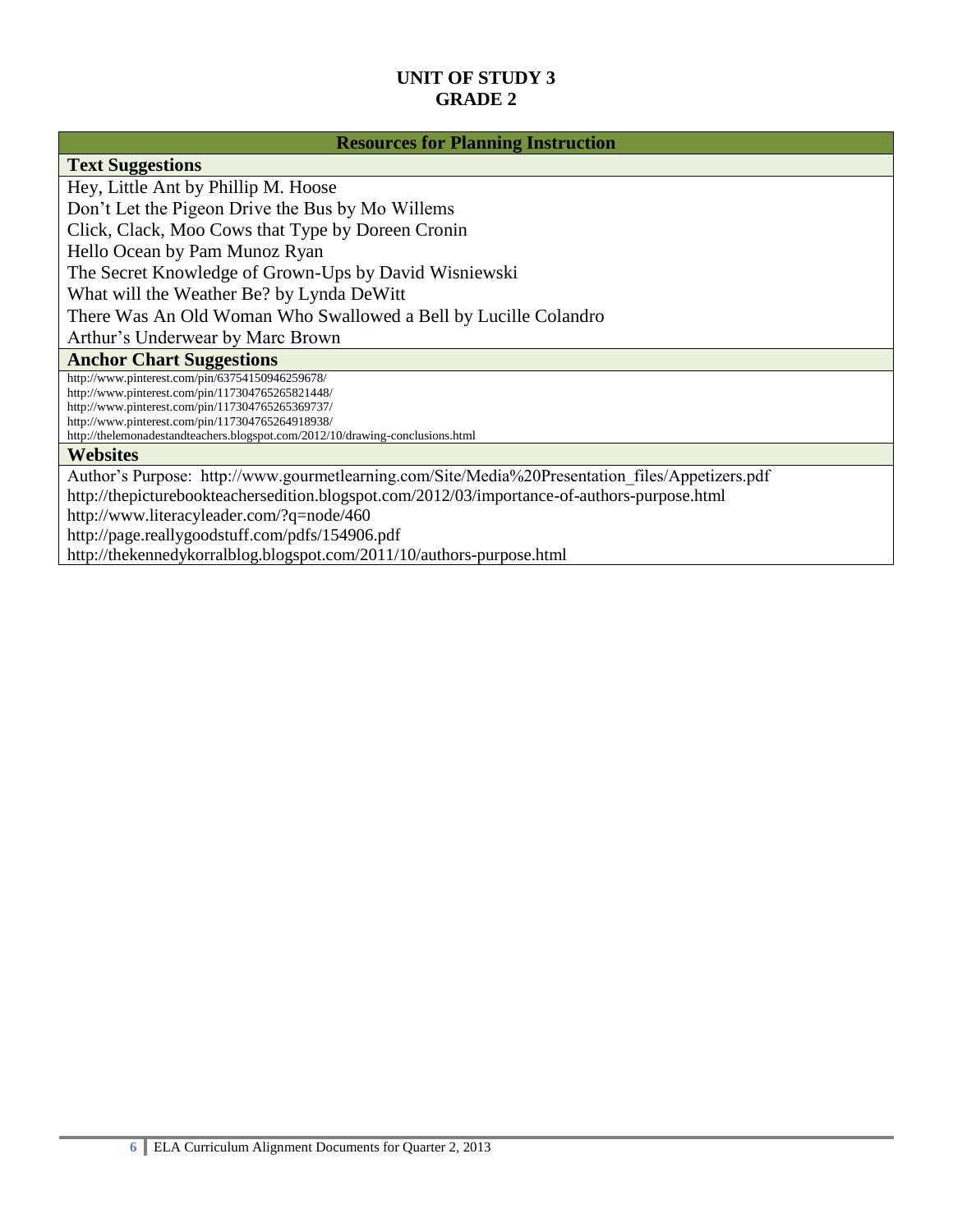# UNIT OF STUDY 3
# GRADE 2

## Resources for Planning Instruction

### Text Suggestions

Hey, Little Ant by Phillip M. Hoose
Don't Let the Pigeon Drive the Bus by Mo Willems
Click, Clack, Moo Cows that Type by Doreen Cronin
Hello Ocean by Pam Munoz Ryan
The Secret Knowledge of Grown-Ups by David Wisniewski
What will the Weather Be? by Lynda DeWitt
There Was An Old Woman Who Swallowed a Bell by Lucille Colandro
Arthur's Underwear by Marc Brown

### Anchor Chart Suggestions

http://www.pinterest.com/pin/63754150946259678/
http://www.pinterest.com/pin/117304765265821448/
http://www.pinterest.com/pin/117304765265369737/
http://www.pinterest.com/pin/117304765264918938/
http://thelemonadestandteachers.blogspot.com/2012/10/drawing-conclusions.html

### Websites

Author's Purpose: http://www.gourmetlearning.com/Site/Media%20Presentation_files/Appetizers.pdf
http://thepicturebookteachersedition.blogspot.com/2012/03/importance-of-authors-purpose.html
http://www.literacyleader.com/?q=node/460
http://page.reallygoodstuff.com/pdfs/154906.pdf
http://thekennedykorralblog.blogspot.com/2011/10/authors-purpose.html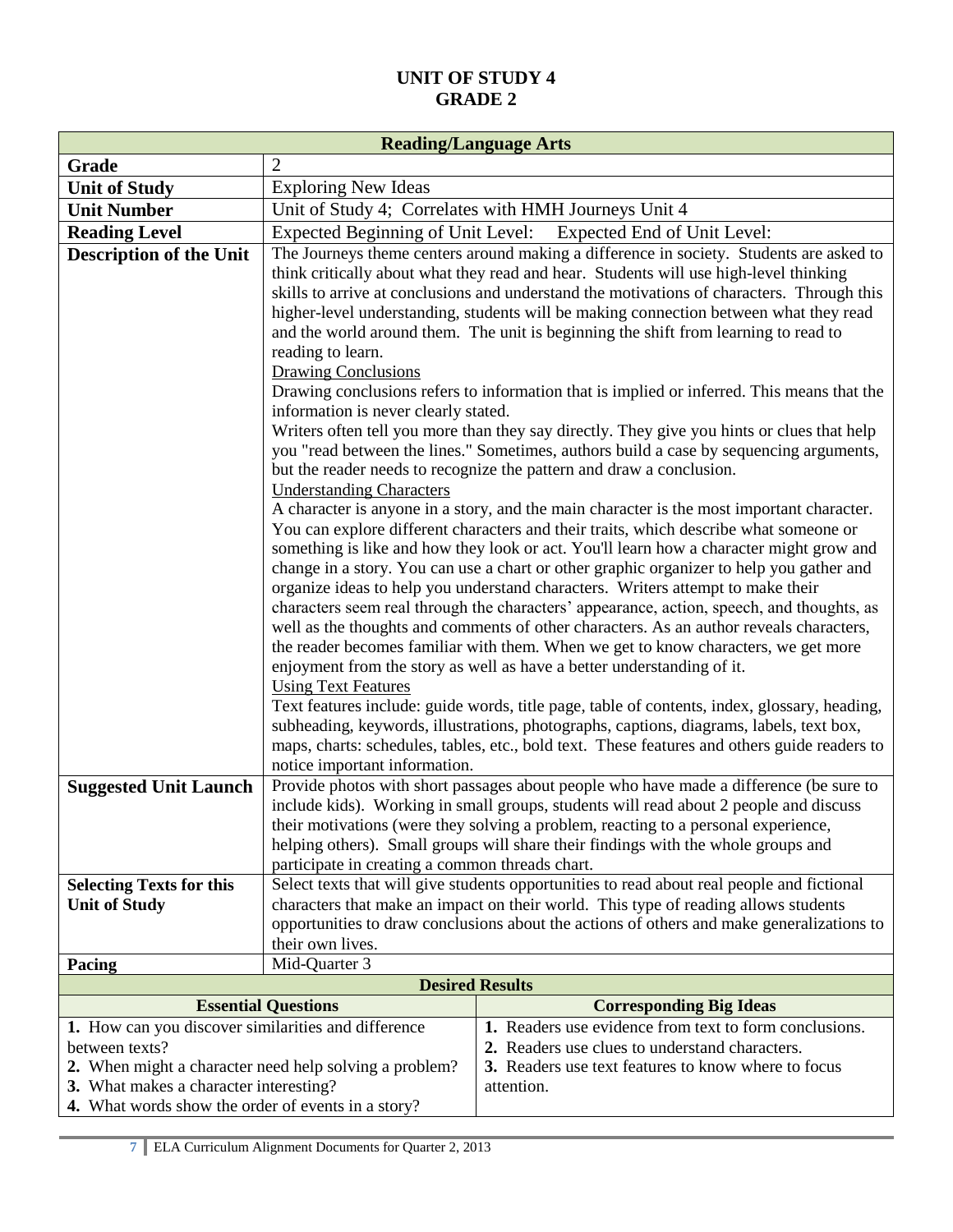# UNIT OF STUDY 4
# GRADE 2

| Reading/Language Arts | |
|---|---|
| **Grade** | 2 |
| **Unit of Study** | Exploring New Ideas |
| **Unit Number** | Unit of Study 4; Correlates with HMH Journeys Unit 4 |
| **Reading Level** | Expected Beginning of Unit Level: Expected End of Unit Level: |
| **Description of the Unit** | The Journeys theme centers around making a difference in society. Students are asked to think critically about what they read and hear. Students will use high-level thinking skills to arrive at conclusions and understand the motivations of characters. Through this higher-level understanding, students will be making connection between what they read and the world around them. The unit is beginning the shift from learning to read to reading to learn.<br>Drawing Conclusions<br>Drawing conclusions refers to information that is implied or inferred. This means that the information is never clearly stated.<br>Writers often tell you more than they say directly. They give you hints or clues that help you "read between the lines." Sometimes, authors build a case by sequencing arguments, but the reader needs to recognize the pattern and draw a conclusion.<br>Understanding Characters<br>A character is anyone in a story, and the main character is the most important character. You can explore different characters and their traits, which describe what someone or something is like and how they look or act. You'll learn how a character might grow and change in a story. You can use a chart or other graphic organizer to help you gather and organize ideas to help you understand characters. Writers attempt to make their characters seem real through the characters' appearance, action, speech, and thoughts, as well as the thoughts and comments of other characters. As an author reveals characters, the reader becomes familiar with them. When we get to know characters, we get more enjoyment from the story as well as have a better understanding of it.<br>Using Text Features<br>Text features include: guide words, title page, table of contents, index, glossary, heading, subheading, keywords, illustrations, photographs, captions, diagrams, labels, text box, maps, charts: schedules, tables, etc., bold text. These features and others guide readers to notice important information. |
| **Suggested Unit Launch** | Provide photos with short passages about people who have made a difference (be sure to include kids). Working in small groups, students will read about 2 people and discuss their motivations (were they solving a problem, reacting to a personal experience, helping others). Small groups will share their findings with the whole groups and participate in creating a common threads chart. |
| **Selecting Texts for this Unit of Study** | Select texts that will give students opportunities to read about real people and fictional characters that make an impact on their world. This type of reading allows students opportunities to draw conclusions about the actions of others and make generalizations to their own lives. |
| **Pacing** | Mid-Quarter 3 |

**Desired Results**

| Essential Questions | Corresponding Big Ideas |
|---|---|
| **1.** How can you discover similarities and difference between texts?<br>**2.** When might a character need help solving a problem?<br>**3.** What makes a character interesting?<br>**4.** What words show the order of events in a story? | **1.** Readers use evidence from text to form conclusions.<br>**2.** Readers use clues to understand characters.<br>**3.** Readers use text features to know where to focus attention. |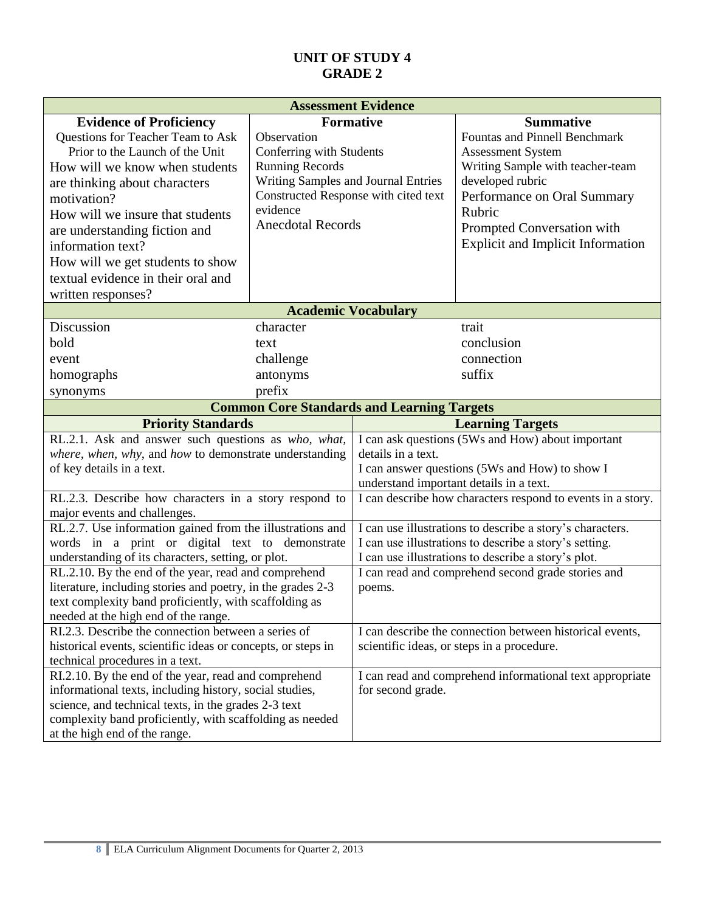# UNIT OF STUDY 4
# GRADE 2

| Assessment Evidence | | |
|---|---|---|
| **Evidence of Proficiency** | **Formative** | **Summative** |
| Questions for Teacher Team to Ask Prior to the Launch of the Unit<br>How will we know when students are thinking about characters motivation?<br>How will we insure that students are understanding fiction and information text?<br>How will we get students to show textual evidence in their oral and written responses? | Observation<br>Conferring with Students<br>Running Records<br>Writing Samples and Journal Entries<br>Constructed Response with cited text evidence<br>Anecdotal Records | Fountas and Pinnell Benchmark Assessment System<br>Writing Sample with teacher-team developed rubric<br>Performance on Oral Summary Rubric<br>Prompted Conversation with Explicit and Implicit Information |

| Academic Vocabulary | | |
|---|---|---|
| Discussion | character | trait |
| bold | text | conclusion |
| event | challenge | connection |
| homographs | antonyms | suffix |
| synonyms | prefix | |

| Common Core Standards and Learning Targets | |
|---|---|
| **Priority Standards** | **Learning Targets** |
| RL.2.1. Ask and answer such questions as *who, what, where, when, why*, and *how* to demonstrate understanding of key details in a text. | I can ask questions (5Ws and How) about important details in a text.<br>I can answer questions (5Ws and How) to show I understand important details in a text. |
| RL.2.3. Describe how characters in a story respond to major events and challenges. | I can describe how characters respond to events in a story. |
| RL.2.7. Use information gained from the illustrations and words in a print or digital text to demonstrate understanding of its characters, setting, or plot. | I can use illustrations to describe a story's characters.<br>I can use illustrations to describe a story's setting.<br>I can use illustrations to describe a story's plot. |
| RL.2.10. By the end of the year, read and comprehend literature, including stories and poetry, in the grades 2-3 text complexity band proficiently, with scaffolding as needed at the high end of the range. | I can read and comprehend second grade stories and poems. |
| RI.2.3. Describe the connection between a series of historical events, scientific ideas or concepts, or steps in technical procedures in a text. | I can describe the connection between historical events, scientific ideas, or steps in a procedure. |
| RI.2.10. By the end of the year, read and comprehend informational texts, including history, social studies, science, and technical texts, in the grades 2-3 text complexity band proficiently, with scaffolding as needed at the high end of the range. | I can read and comprehend informational text appropriate for second grade. |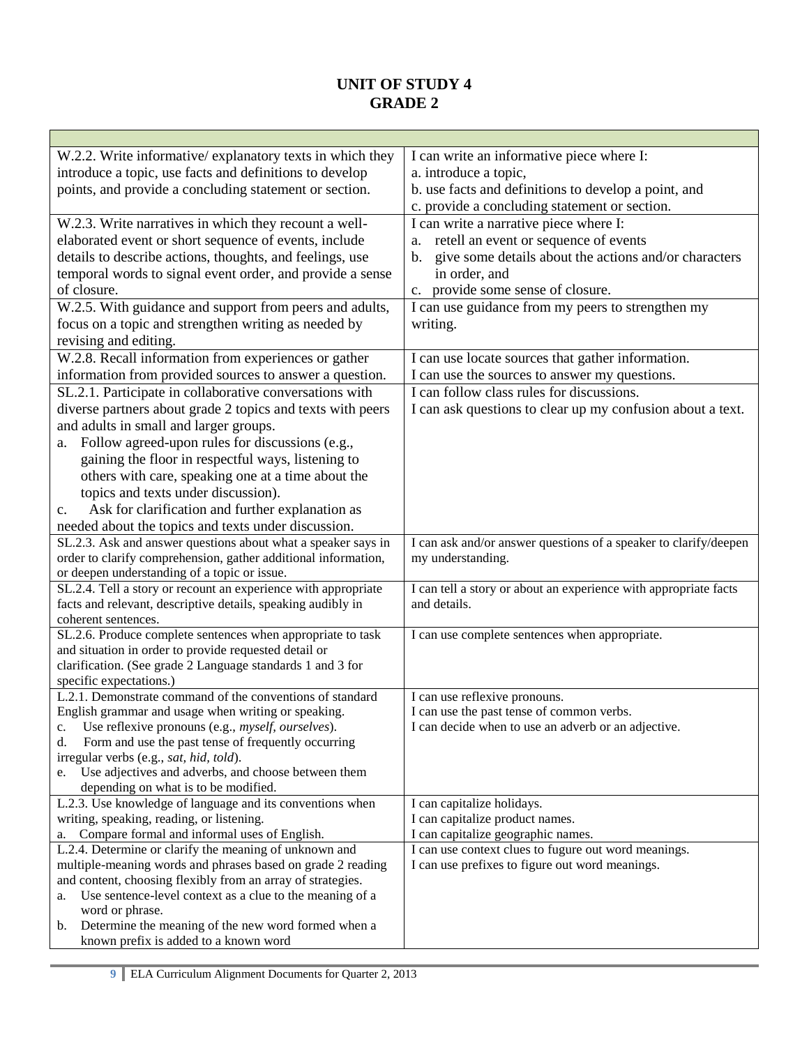# UNIT OF STUDY 4
# GRADE 2

| | |
|---|---|
| W.2.2. Write informative/ explanatory texts in which they introduce a topic, use facts and definitions to develop points, and provide a concluding statement or section. | I can write an informative piece where I:<br>a. introduce a topic,<br>b. use facts and definitions to develop a point, and<br>c. provide a concluding statement or section. |
| W.2.3. Write narratives in which they recount a well-elaborated event or short sequence of events, include details to describe actions, thoughts, and feelings, use temporal words to signal event order, and provide a sense of closure. | I can write a narrative piece where I:<br>a. retell an event or sequence of events<br>b. give some details about the actions and/or characters in order, and<br>c. provide some sense of closure. |
| W.2.5. With guidance and support from peers and adults, focus on a topic and strengthen writing as needed by revising and editing. | I can use guidance from my peers to strengthen my writing. |
| W.2.8. Recall information from experiences or gather information from provided sources to answer a question. | I can use locate sources that gather information.<br>I can use the sources to answer my questions. |
| SL.2.1. Participate in collaborative conversations with diverse partners about grade 2 topics and texts with peers and adults in small and larger groups.<br>a. Follow agreed-upon rules for discussions (e.g., gaining the floor in respectful ways, listening to others with care, speaking one at a time about the topics and texts under discussion).<br>c. Ask for clarification and further explanation as needed about the topics and texts under discussion. | I can follow class rules for discussions.<br>I can ask questions to clear up my confusion about a text. |
| SL.2.3. Ask and answer questions about what a speaker says in order to clarify comprehension, gather additional information, or deepen understanding of a topic or issue. | I can ask and/or answer questions of a speaker to clarify/deepen my understanding. |
| SL.2.4. Tell a story or recount an experience with appropriate facts and relevant, descriptive details, speaking audibly in coherent sentences. | I can tell a story or about an experience with appropriate facts and details. |
| SL.2.6. Produce complete sentences when appropriate to task and situation in order to provide requested detail or clarification. (See grade 2 Language standards 1 and 3 for specific expectations.) | I can use complete sentences when appropriate. |
| L.2.1. Demonstrate command of the conventions of standard English grammar and usage when writing or speaking.<br>c. Use reflexive pronouns (e.g., *myself, ourselves*).<br>d. Form and use the past tense of frequently occurring irregular verbs (e.g., *sat, hid, told*).<br>e. Use adjectives and adverbs, and choose between them depending on what is to be modified. | I can use reflexive pronouns.<br>I can use the past tense of common verbs.<br>I can decide when to use an adverb or an adjective. |
| L.2.3. Use knowledge of language and its conventions when writing, speaking, reading, or listening.<br>a. Compare formal and informal uses of English. | I can capitalize holidays.<br>I can capitalize product names.<br>I can capitalize geographic names. |
| L.2.4. Determine or clarify the meaning of unknown and multiple-meaning words and phrases based on grade 2 reading and content, choosing flexibly from an array of strategies.<br>a. Use sentence-level context as a clue to the meaning of a word or phrase.<br>b. Determine the meaning of the new word formed when a known prefix is added to a known word | I can use context clues to fugure out word meanings.<br>I can use prefixes to figure out word meanings. |

ELA Curriculum Alignment Documents for Quarter 2, 2013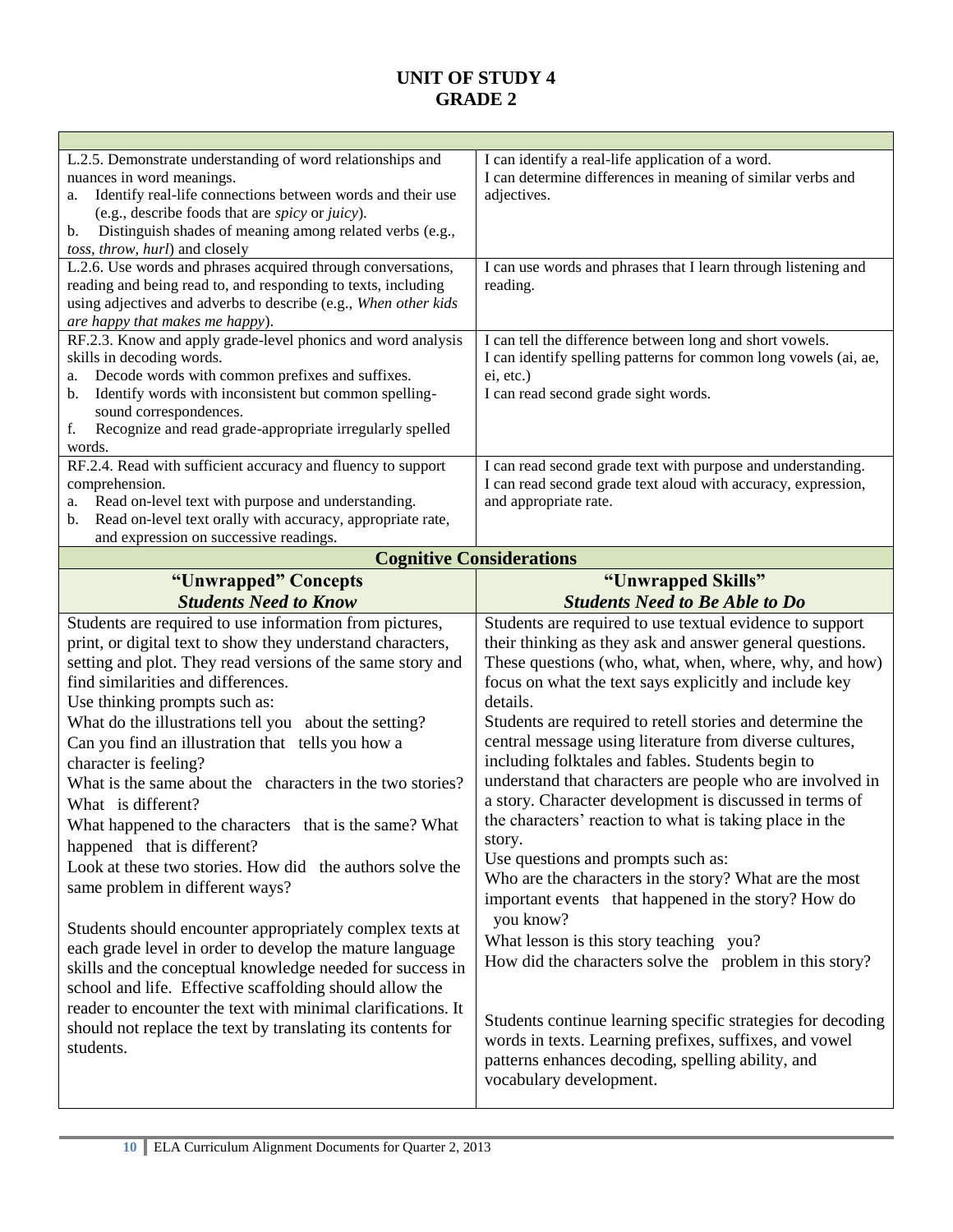# UNIT OF STUDY 4
# GRADE 2

| | |
|---|---|
| L.2.5. Demonstrate understanding of word relationships and nuances in word meanings.<br>a. Identify real-life connections between words and their use (e.g., describe foods that are *spicy* or *juicy*).<br>b. Distinguish shades of meaning among related verbs (e.g., *toss, throw, hurl*) and closely | I can identify a real-life application of a word.<br>I can determine differences in meaning of similar verbs and adjectives. |
| L.2.6. Use words and phrases acquired through conversations, reading and being read to, and responding to texts, including using adjectives and adverbs to describe (e.g., *When other kids are happy that makes me happy*). | I can use words and phrases that I learn through listening and reading. |
| RF.2.3. Know and apply grade-level phonics and word analysis skills in decoding words.<br>a. Decode words with common prefixes and suffixes.<br>b. Identify words with inconsistent but common spelling-sound correspondences.<br>f. Recognize and read grade-appropriate irregularly spelled words. | I can tell the difference between long and short vowels.<br>I can identify spelling patterns for common long vowels (ai, ae, ei, etc.)<br>I can read second grade sight words. |
| RF.2.4. Read with sufficient accuracy and fluency to support comprehension.<br>a. Read on-level text with purpose and understanding.<br>b. Read on-level text orally with accuracy, appropriate rate, and expression on successive readings. | I can read second grade text with purpose and understanding.<br>I can read second grade text aloud with accuracy, expression, and appropriate rate. |
| **Cognitive Considerations** | |
| **"Unwrapped" Concepts**<br>***Students Need to Know*** | **"Unwrapped Skills"**<br>***Students Need to Be Able to Do*** |
| Students are required to use information from pictures, print, or digital text to show they understand characters, setting and plot. They read versions of the same story and find similarities and differences.<br>Use thinking prompts such as:<br>What do the illustrations tell you about the setting?<br>Can you find an illustration that tells you how a character is feeling?<br>What is the same about the characters in the two stories? What is different?<br>What happened to the characters that is the same? What happened that is different?<br>Look at these two stories. How did the authors solve the same problem in different ways?<br><br>Students should encounter appropriately complex texts at each grade level in order to develop the mature language skills and the conceptual knowledge needed for success in school and life. Effective scaffolding should allow the reader to encounter the text with minimal clarifications. It should not replace the text by translating its contents for students. | Students are required to use textual evidence to support their thinking as they ask and answer general questions. These questions (who, what, when, where, why, and how) focus on what the text says explicitly and include key details.<br>Students are required to retell stories and determine the central message using literature from diverse cultures, including folktales and fables. Students begin to understand that characters are people who are involved in a story. Character development is discussed in terms of the characters' reaction to what is taking place in the story.<br>Use questions and prompts such as:<br>Who are the characters in the story? What are the most important events that happened in the story? How do you know?<br>What lesson is this story teaching you?<br>How did the characters solve the problem in this story?<br><br>Students continue learning specific strategies for decoding words in texts. Learning prefixes, suffixes, and vowel patterns enhances decoding, spelling ability, and vocabulary development. |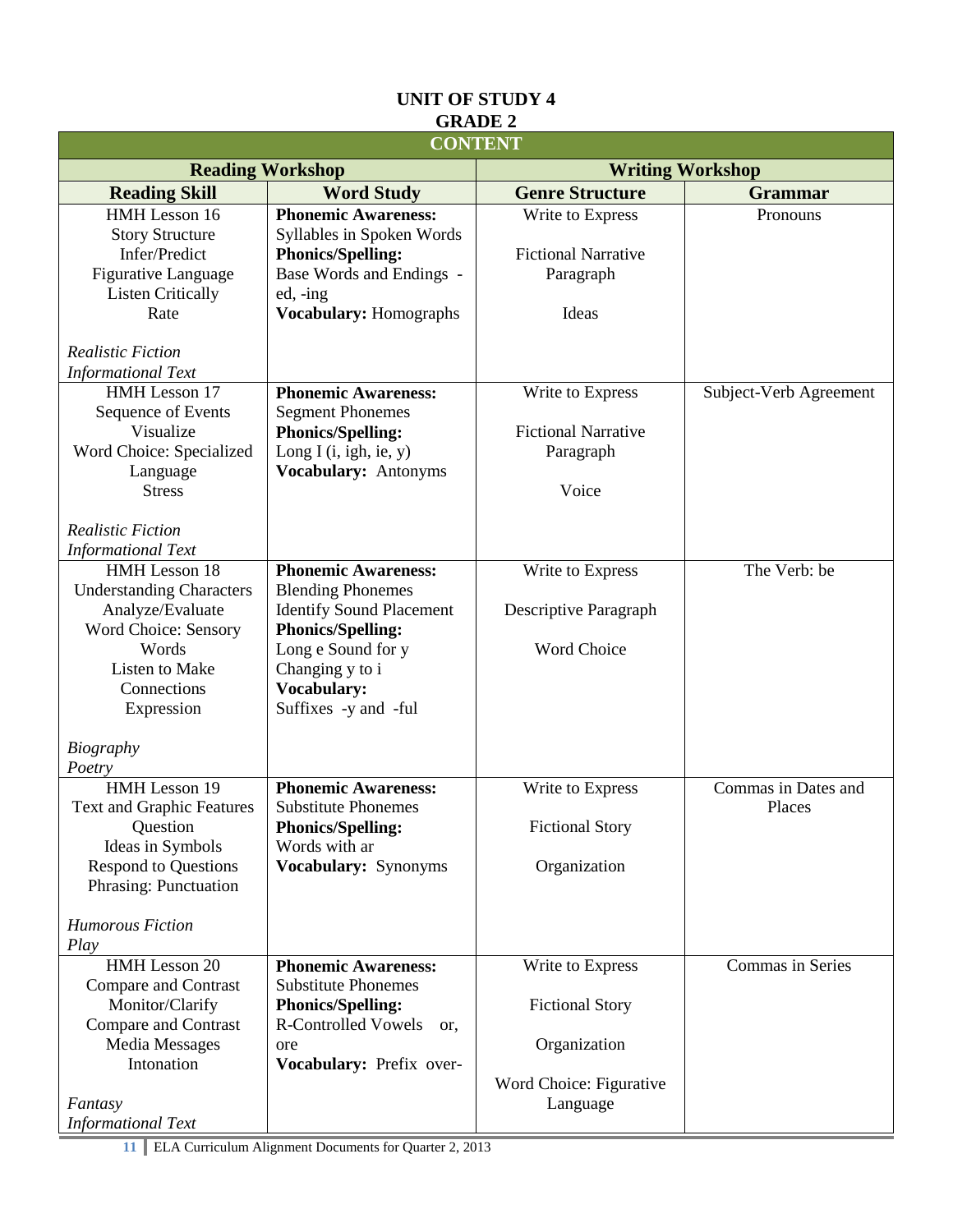## UNIT OF STUDY 4
## GRADE 2

| CONTENT | | | |
|---|---|---|---|
| **Reading Workshop** | | **Writing Workshop** | |
| **Reading Skill** | **Word Study** | **Genre Structure** | **Grammar** |
| HMH Lesson 16<br>Story Structure<br>Infer/Predict<br>Figurative Language<br>Listen Critically<br>Rate<br><br>*Realistic Fiction*<br>*Informational Text* | **Phonemic Awareness:** Syllables in Spoken Words<br>**Phonics/Spelling:** Base Words and Endings -ed, -ing<br>**Vocabulary:** Homographs | Write to Express<br><br>Fictional Narrative Paragraph<br><br>Ideas | Pronouns |
| HMH Lesson 17<br>Sequence of Events<br>Visualize<br>Word Choice: Specialized Language<br>Stress<br><br>*Realistic Fiction*<br>*Informational Text* | **Phonemic Awareness:** Segment Phonemes<br>**Phonics/Spelling:** Long I (i, igh, ie, y)<br>**Vocabulary:** Antonyms | Write to Express<br><br>Fictional Narrative Paragraph<br><br>Voice | Subject-Verb Agreement |
| HMH Lesson 18<br>Understanding Characters<br>Analyze/Evaluate<br>Word Choice: Sensory Words<br>Listen to Make Connections<br>Expression<br><br>*Biography*<br>*Poetry* | **Phonemic Awareness:** Blending Phonemes<br>Identify Sound Placement<br>**Phonics/Spelling:** Long e Sound for y<br>Changing y to i<br>**Vocabulary:** Suffixes -y and -ful | Write to Express<br><br>Descriptive Paragraph<br><br>Word Choice | The Verb: be |
| HMH Lesson 19<br>Text and Graphic Features<br>Question<br>Ideas in Symbols<br>Respond to Questions<br>Phrasing: Punctuation<br><br>*Humorous Fiction*<br>*Play* | **Phonemic Awareness:** Substitute Phonemes<br>**Phonics/Spelling:** Words with ar<br>**Vocabulary:** Synonyms | Write to Express<br><br>Fictional Story<br><br>Organization | Commas in Dates and Places |
| HMH Lesson 20<br>Compare and Contrast<br>Monitor/Clarify<br>Compare and Contrast Media Messages<br>Intonation<br><br>*Fantasy*<br>*Informational Text* | **Phonemic Awareness:** Substitute Phonemes<br>**Phonics/Spelling:** R-Controlled Vowels or, ore<br>**Vocabulary:** Prefix over- | Write to Express<br><br>Fictional Story<br><br>Organization<br><br>Word Choice: Figurative Language | Commas in Series |

ELA Curriculum Alignment Documents for Quarter 2, 2013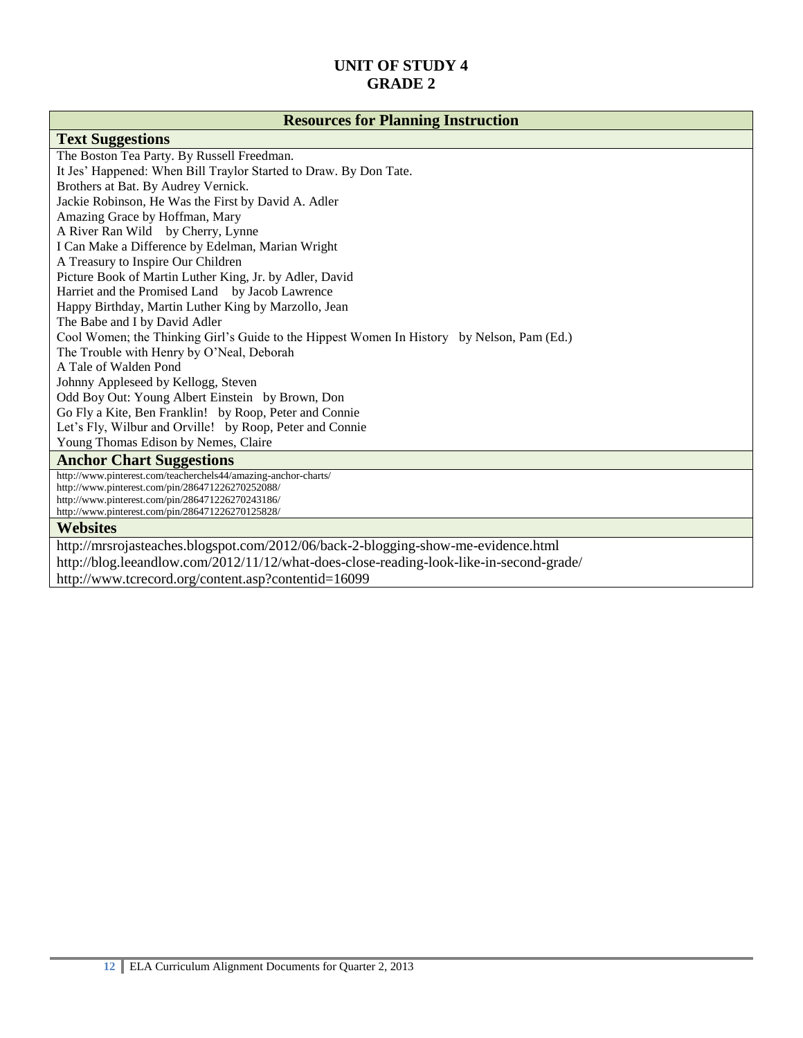# UNIT OF STUDY 4
# GRADE 2

## Resources for Planning Instruction

### Text Suggestions

The Boston Tea Party. By Russell Freedman.
It Jes' Happened: When Bill Traylor Started to Draw. By Don Tate.
Brothers at Bat. By Audrey Vernick.
Jackie Robinson, He Was the First by David A. Adler
Amazing Grace by Hoffman, Mary
A River Ran Wild by Cherry, Lynne
I Can Make a Difference by Edelman, Marian Wright
A Treasury to Inspire Our Children
Picture Book of Martin Luther King, Jr. by Adler, David
Harriet and the Promised Land by Jacob Lawrence
Happy Birthday, Martin Luther King by Marzollo, Jean
The Babe and I by David Adler
Cool Women; the Thinking Girl's Guide to the Hippest Women In History by Nelson, Pam (Ed.)
The Trouble with Henry by O'Neal, Deborah
A Tale of Walden Pond
Johnny Appleseed by Kellogg, Steven
Odd Boy Out: Young Albert Einstein by Brown, Don
Go Fly a Kite, Ben Franklin! by Roop, Peter and Connie
Let's Fly, Wilbur and Orville! by Roop, Peter and Connie
Young Thomas Edison by Nemes, Claire

### Anchor Chart Suggestions

http://www.pinterest.com/teacherchels44/amazing-anchor-charts/
http://www.pinterest.com/pin/286471226270252088/
http://www.pinterest.com/pin/286471226270243186/
http://www.pinterest.com/pin/286471226270125828/

### Websites

http://mrsrojasteaches.blogspot.com/2012/06/back-2-blogging-show-me-evidence.html
http://blog.leeandlow.com/2012/11/12/what-does-close-reading-look-like-in-second-grade/
http://www.tcrecord.org/content.asp?contentid=16099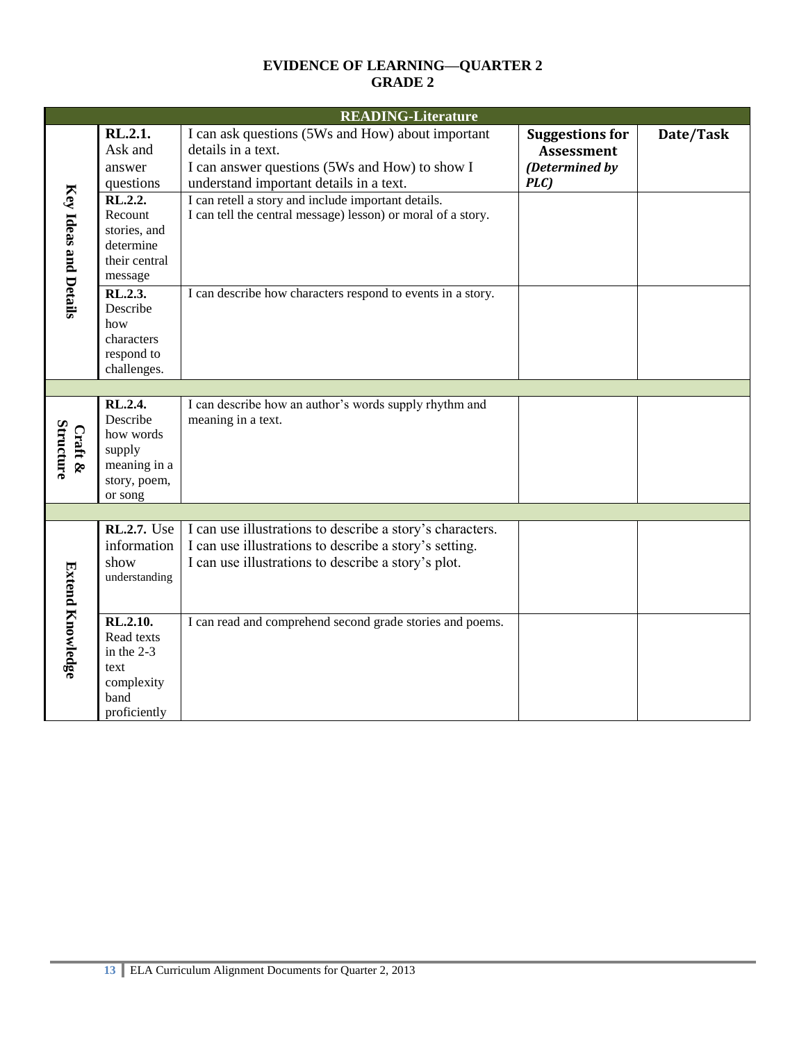**EVIDENCE OF LEARNING—QUARTER 2**
**GRADE 2**

| READING-Literature | | | | |
|---|---|---|---|---|
| **Key Ideas and Details** | **RL.2.1.** Ask and answer questions | I can ask questions (5Ws and How) about important details in a text.<br>I can answer questions (5Ws and How) to show I understand important details in a text. | **Suggestions for Assessment** ***(Determined by PLC)*** | **Date/Task** |
| | **RL.2.2.** Recount stories, and determine their central message | I can retell a story and include important details.<br>I can tell the central message) lesson) or moral of a story. | | |
| | **RL.2.3.** Describe how characters respond to challenges. | I can describe how characters respond to events in a story. | | |
| | | | | |
| **Craft & Structure** | **RL.2.4.** Describe how words supply meaning in a story, poem, or song | I can describe how an author's words supply rhythm and meaning in a text. | | |
| | | | | |
| **Extend Knowledge** | **RL.2.7.** Use information show understanding | I can use illustrations to describe a story's characters.<br>I can use illustrations to describe a story's setting.<br>I can use illustrations to describe a story's plot. | | |
| | **RL.2.10.** Read texts in the 2-3 text complexity band proficiently | I can read and comprehend second grade stories and poems. | | |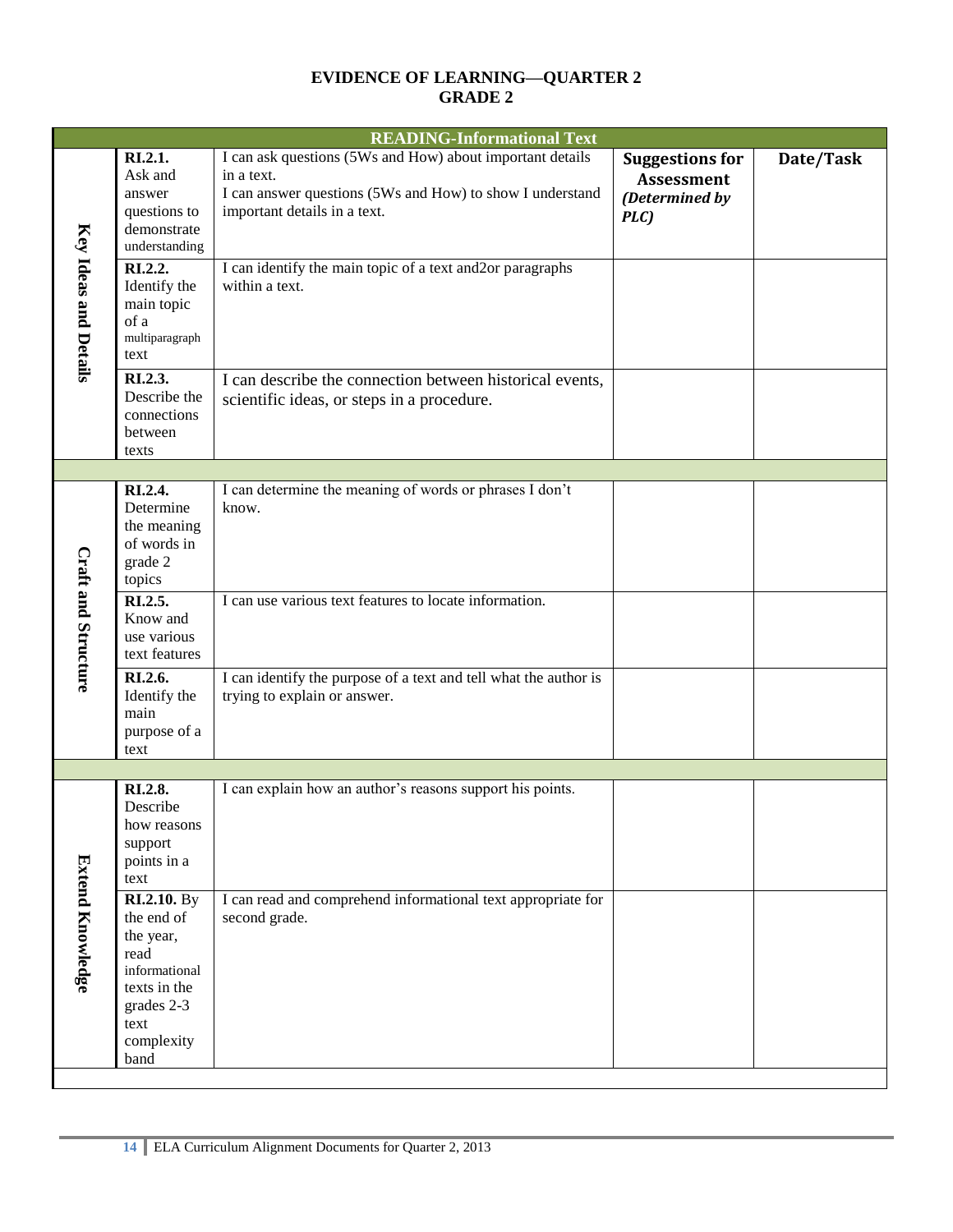# EVIDENCE OF LEARNING—QUARTER 2
## GRADE 2

| READING-Informational Text | | | | |
|---|---|---|---|---|
| **Key Ideas and Details** | **RI.2.1.** Ask and answer questions to demonstrate understanding | I can ask questions (5Ws and How) about important details in a text.<br>I can answer questions (5Ws and How) to show I understand important details in a text. | **Suggestions for Assessment *(Determined by PLC)*** | **Date/Task** |
| | **RI.2.2.** Identify the main topic of a multiparagraph text | I can identify the main topic of a text and2or paragraphs within a text. | | |
| | **RI.2.3.** Describe the connections between texts | I can describe the connection between historical events, scientific ideas, or steps in a procedure. | | |
| | | | | |
| **Craft and Structure** | **RI.2.4.** Determine the meaning of words in grade 2 topics | I can determine the meaning of words or phrases I don't know. | | |
| | **RI.2.5.** Know and use various text features | I can use various text features to locate information. | | |
| | **RI.2.6.** Identify the main purpose of a text | I can identify the purpose of a text and tell what the author is trying to explain or answer. | | |
| | | | | |
| **Extend Knowledge** | **RI.2.8.** Describe how reasons support points in a text | I can explain how an author's reasons support his points. | | |
| | **RI.2.10.** By the end of the year, read informational texts in the grades 2-3 text complexity band | I can read and comprehend informational text appropriate for second grade. | | |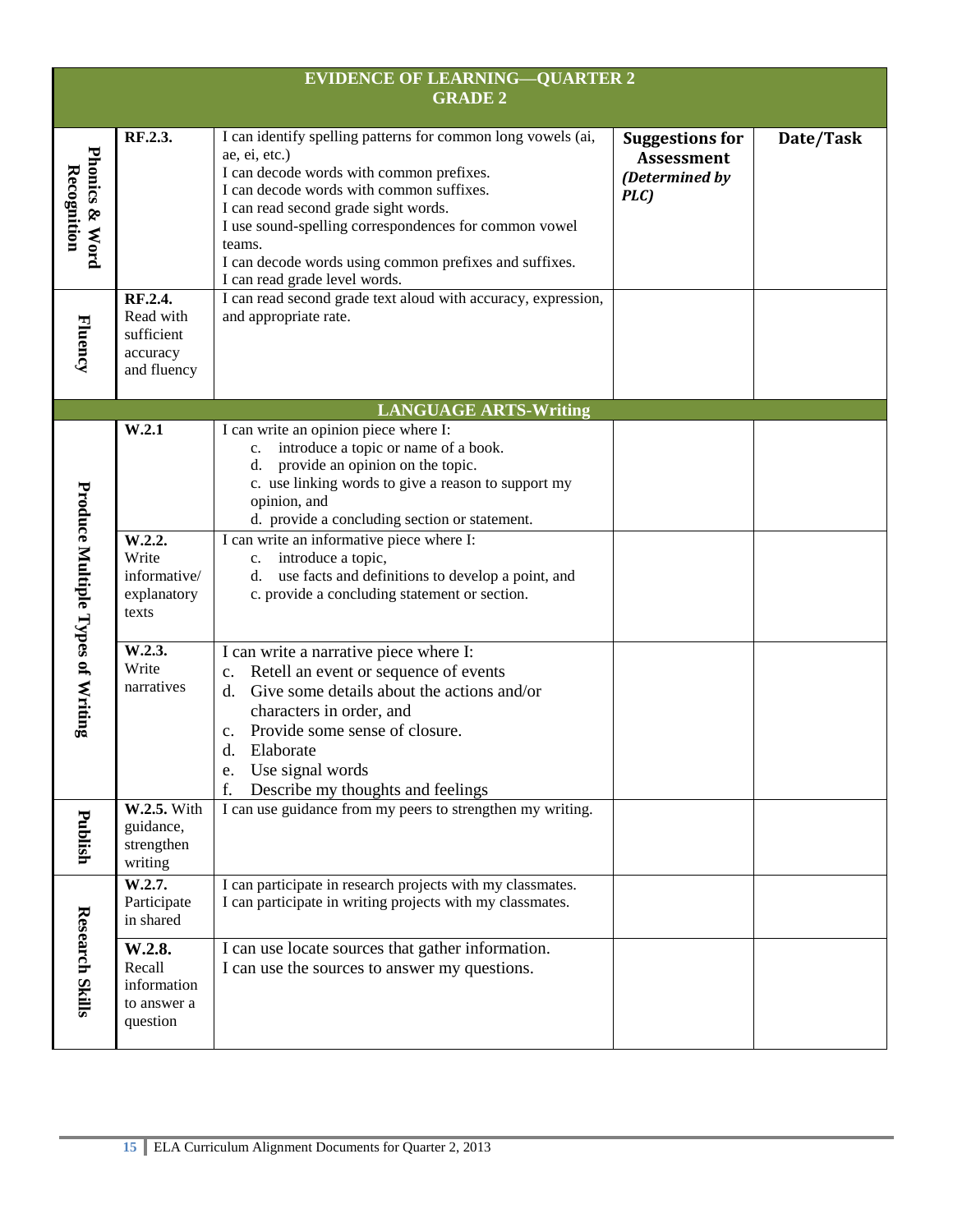| EVIDENCE OF LEARNING—QUARTER 2<br>GRADE 2 | | | | |
|---|---|---|---|---|
| **Phonics & Word Recognition** | **RF.2.3.** | I can identify spelling patterns for common long vowels (ai, ae, ei, etc.)<br>I can decode words with common prefixes.<br>I can decode words with common suffixes.<br>I can read second grade sight words.<br>I use sound-spelling correspondences for common vowel teams.<br>I can decode words using common prefixes and suffixes.<br>I can read grade level words. | **Suggestions for Assessment *(Determined by PLC)*** | **Date/Task** |
| **Fluency** | **RF.2.4.** Read with sufficient accuracy and fluency | I can read second grade text aloud with accuracy, expression, and appropriate rate. | | |
| **LANGUAGE ARTS-Writing** | | | | |
| **Produce Multiple Types of Writing** | **W.2.1** | I can write an opinion piece where I:<br>c. introduce a topic or name of a book.<br>d. provide an opinion on the topic.<br>c. use linking words to give a reason to support my opinion, and<br>d. provide a concluding section or statement. | | |
| | **W.2.2.** Write informative/ explanatory texts | I can write an informative piece where I:<br>c. introduce a topic,<br>d. use facts and definitions to develop a point, and<br>c. provide a concluding statement or section. | | |
| | **W.2.3.** Write narratives | I can write a narrative piece where I:<br>c. Retell an event or sequence of events<br>d. Give some details about the actions and/or characters in order, and<br>c. Provide some sense of closure.<br>d. Elaborate<br>e. Use signal words<br>f. Describe my thoughts and feelings | | |
| **Publish** | **W.2.5.** With guidance, strengthen writing | I can use guidance from my peers to strengthen my writing. | | |
| **Research Skills** | **W.2.7.** Participate in shared | I can participate in research projects with my classmates.<br>I can participate in writing projects with my classmates. | | |
| | **W.2.8.** Recall information to answer a question | I can use locate sources that gather information.<br>I can use the sources to answer my questions. | | |

ELA Curriculum Alignment Documents for Quarter 2, 2013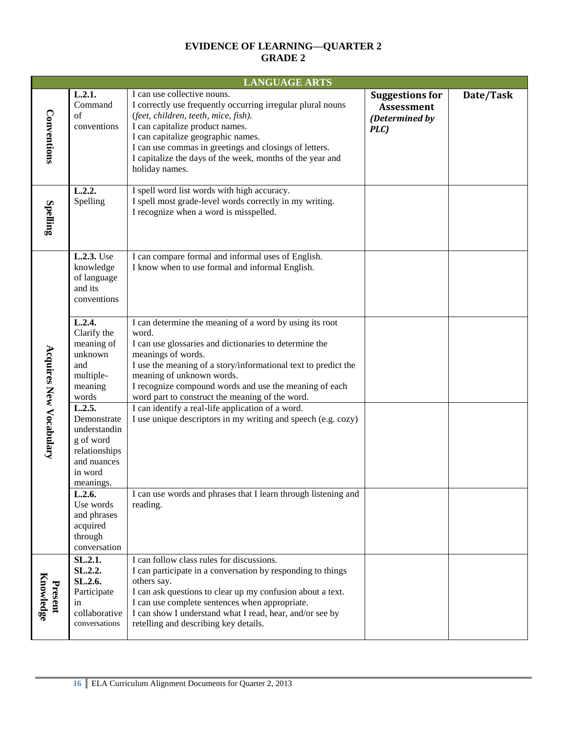# EVIDENCE OF LEARNING—QUARTER 2
## GRADE 2

| LANGUAGE ARTS | | | | |
|---|---|---|---|---|
| **Conventions** | **L.2.1.** Command of conventions | I can use collective nouns.<br>I correctly use frequently occurring irregular plural nouns (*feet, children, teeth, mice, fish).*<br>I can capitalize product names.<br>I can capitalize geographic names.<br>I can use commas in greetings and closings of letters.<br>I capitalize the days of the week, months of the year and holiday names. | **Suggestions for Assessment** ***(Determined by PLC)*** | **Date/Task** |
| **Spelling** | **L.2.2.** Spelling | I spell word list words with high accuracy.<br>I spell most grade-level words correctly in my writing.<br>I recognize when a word is misspelled. | | |
| **Acquires New Vocabulary** | **L.2.3.** Use knowledge of language and its conventions | I can compare formal and informal uses of English.<br>I know when to use formal and informal English. | | |
| | **L.2.4.** Clarify the meaning of unknown and multiple-meaning words | I can determine the meaning of a word by using its root word.<br>I can use glossaries and dictionaries to determine the meanings of words.<br>I use the meaning of a story/informational text to predict the meaning of unknown words.<br>I recognize compound words and use the meaning of each word part to construct the meaning of the word. | | |
| | **L.2.5.** Demonstrate understanding of word relationships and nuances in word meanings. | I can identify a real-life application of a word.<br>I use unique descriptors in my writing and speech (e.g. cozy) | | |
| | **L.2.6.** Use words and phrases acquired through conversation | I can use words and phrases that I learn through listening and reading. | | |
| **Present Knowledge** | **SL.2.1.**<br>**SL.2.2.**<br>**SL.2.6.**<br>Participate in collaborative conversations | I can follow class rules for discussions.<br>I can participate in a conversation by responding to things others say.<br>I can ask questions to clear up my confusion about a text.<br>I can use complete sentences when appropriate.<br>I can show I understand what I read, hear, and/or see by retelling and describing key details. | | |

ELA Curriculum Alignment Documents for Quarter 2, 2013